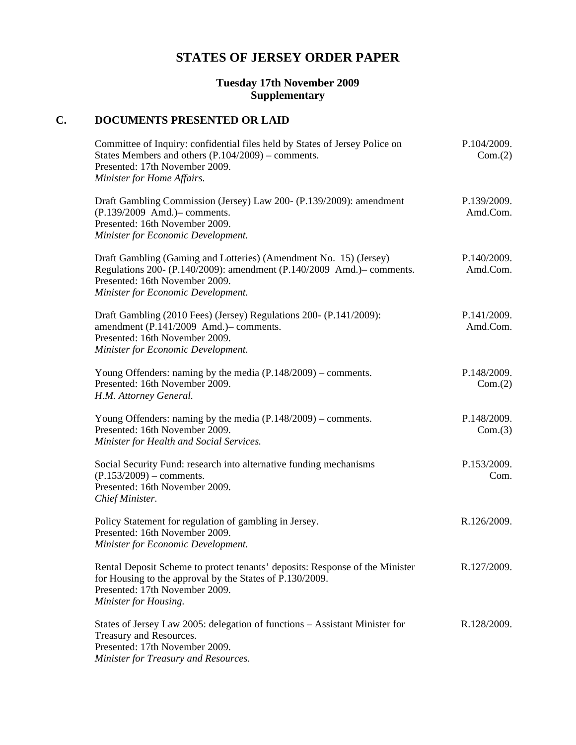# STATES OF JERSEY ORDER PAPER

### Tuesday 17th November 2009
### Supplementary

## C. DOCUMENTS PRESENTED OR LAID

| | |
|---|---|
| Committee of Inquiry: confidential files held by States of Jersey Police on States Members and others (P.104/2009) – comments.<br>Presented: 17th November 2009.<br>*Minister for Home Affairs.* | P.104/2009. Com.(2) |
| Draft Gambling Commission (Jersey) Law 200- (P.139/2009): amendment (P.139/2009 Amd.)– comments.<br>Presented: 16th November 2009.<br>*Minister for Economic Development.* | P.139/2009. Amd.Com. |
| Draft Gambling (Gaming and Lotteries) (Amendment No. 15) (Jersey) Regulations 200- (P.140/2009): amendment (P.140/2009 Amd.)– comments.<br>Presented: 16th November 2009.<br>*Minister for Economic Development.* | P.140/2009. Amd.Com. |
| Draft Gambling (2010 Fees) (Jersey) Regulations 200- (P.141/2009): amendment (P.141/2009 Amd.)– comments.<br>Presented: 16th November 2009.<br>*Minister for Economic Development.* | P.141/2009. Amd.Com. |
| Young Offenders: naming by the media (P.148/2009) – comments.<br>Presented: 16th November 2009.<br>*H.M. Attorney General.* | P.148/2009. Com.(2) |
| Young Offenders: naming by the media (P.148/2009) – comments.<br>Presented: 16th November 2009.<br>*Minister for Health and Social Services.* | P.148/2009. Com.(3) |
| Social Security Fund: research into alternative funding mechanisms (P.153/2009) – comments.<br>Presented: 16th November 2009.<br>*Chief Minister.* | P.153/2009. Com. |
| Policy Statement for regulation of gambling in Jersey.<br>Presented: 16th November 2009.<br>*Minister for Economic Development.* | R.126/2009. |
| Rental Deposit Scheme to protect tenants' deposits: Response of the Minister for Housing to the approval by the States of P.130/2009.<br>Presented: 17th November 2009.<br>*Minister for Housing.* | R.127/2009. |
| States of Jersey Law 2005: delegation of functions – Assistant Minister for Treasury and Resources.<br>Presented: 17th November 2009.<br>*Minister for Treasury and Resources.* | R.128/2009. |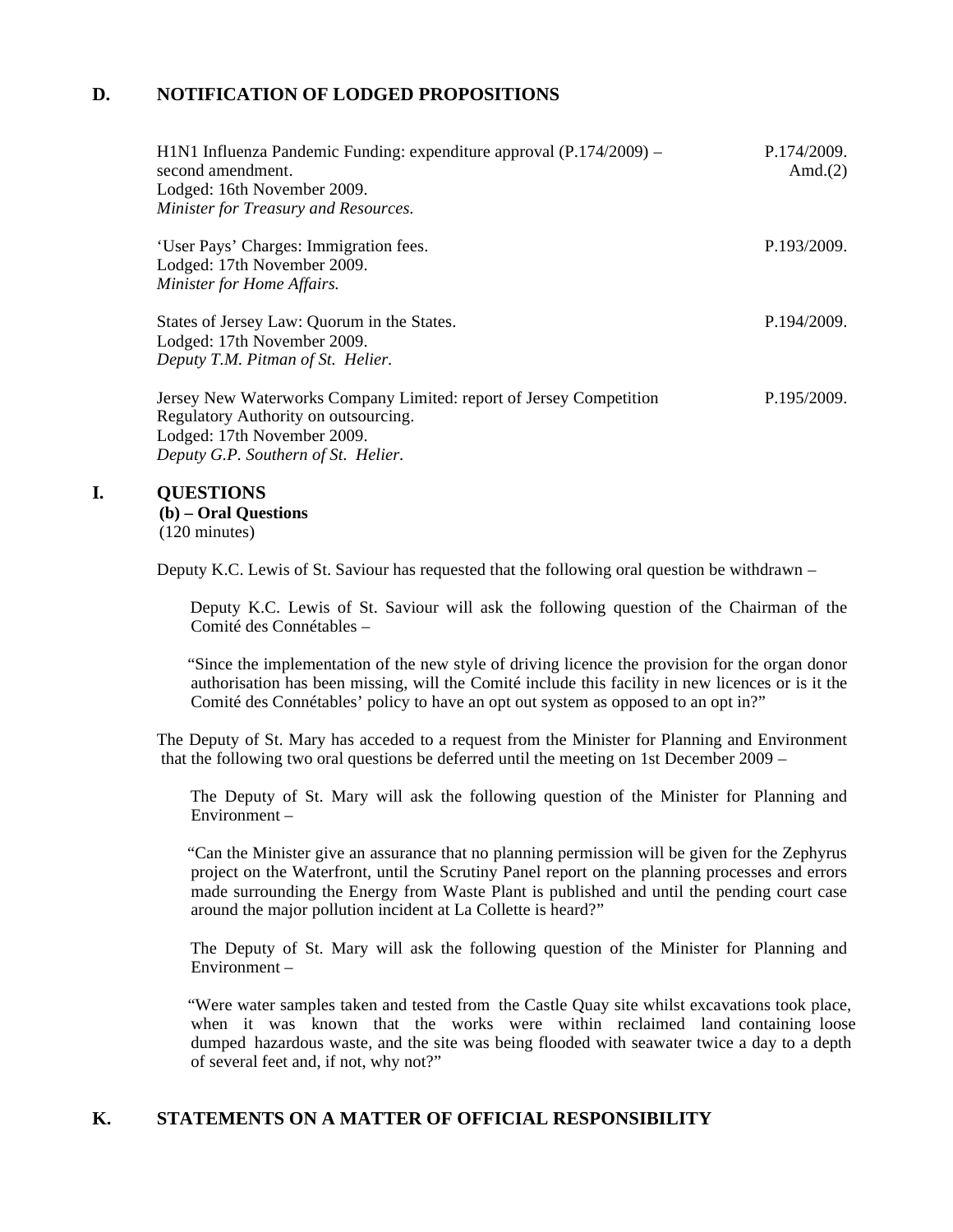## D. NOTIFICATION OF LODGED PROPOSITIONS

H1N1 Influenza Pandemic Funding: expenditure approval (P.174/2009) – second amendment. — P.174/2009. Amd.(2)
Lodged: 16th November 2009.
*Minister for Treasury and Resources.*

'User Pays' Charges: Immigration fees. — P.193/2009.
Lodged: 17th November 2009.
*Minister for Home Affairs.*

States of Jersey Law: Quorum in the States. — P.194/2009.
Lodged: 17th November 2009.
*Deputy T.M. Pitman of St. Helier.*

Jersey New Waterworks Company Limited: report of Jersey Competition Regulatory Authority on outsourcing. — P.195/2009.
Lodged: 17th November 2009.
*Deputy G.P. Southern of St. Helier.*

## I. QUESTIONS

**(b) – Oral Questions**
(120 minutes)

Deputy K.C. Lewis of St. Saviour has requested that the following oral question be withdrawn –

> Deputy K.C. Lewis of St. Saviour will ask the following question of the Chairman of the Comité des Connétables –
>
> "Since the implementation of the new style of driving licence the provision for the organ donor authorisation has been missing, will the Comité include this facility in new licences or is it the Comité des Connétables' policy to have an opt out system as opposed to an opt in?"

The Deputy of St. Mary has acceded to a request from the Minister for Planning and Environment that the following two oral questions be deferred until the meeting on 1st December 2009 –

> The Deputy of St. Mary will ask the following question of the Minister for Planning and Environment –
>
> "Can the Minister give an assurance that no planning permission will be given for the Zephyrus project on the Waterfront, until the Scrutiny Panel report on the planning processes and errors made surrounding the Energy from Waste Plant is published and until the pending court case around the major pollution incident at La Collette is heard?"
>
> The Deputy of St. Mary will ask the following question of the Minister for Planning and Environment –
>
> "Were water samples taken and tested from the Castle Quay site whilst excavations took place, when it was known that the works were within reclaimed land containing loose dumped hazardous waste, and the site was being flooded with seawater twice a day to a depth of several feet and, if not, why not?"

## K. STATEMENTS ON A MATTER OF OFFICIAL RESPONSIBILITY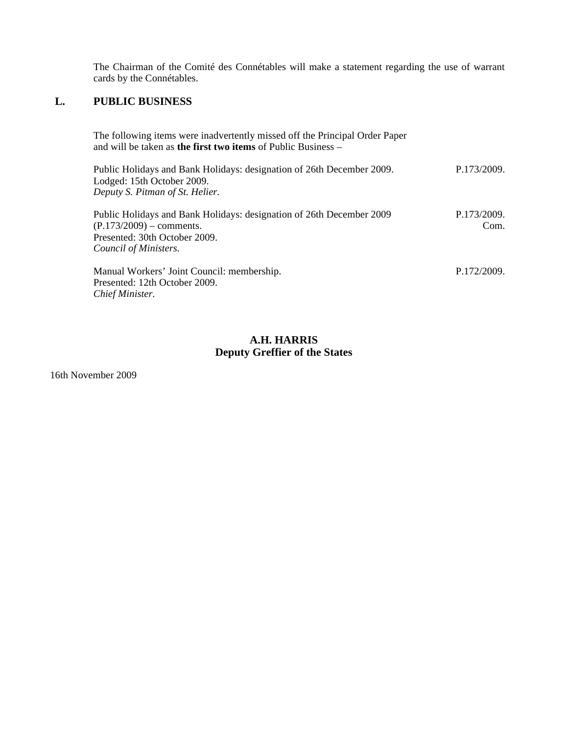The Chairman of the Comité des Connétables will make a statement regarding the use of warrant cards by the Connétables.

## L. PUBLIC BUSINESS

The following items were inadvertently missed off the Principal Order Paper and will be taken as **the first two items** of Public Business –

Public Holidays and Bank Holidays: designation of 26th December 2009. P.173/2009.
Lodged: 15th October 2009.
*Deputy S. Pitman of St. Helier.*

Public Holidays and Bank Holidays: designation of 26th December 2009 (P.173/2009) – comments. P.173/2009. Com.
Presented: 30th October 2009.
*Council of Ministers.*

Manual Workers' Joint Council: membership. P.172/2009.
Presented: 12th October 2009.
*Chief Minister.*

**A.H. HARRIS**
**Deputy Greffier of the States**

16th November 2009